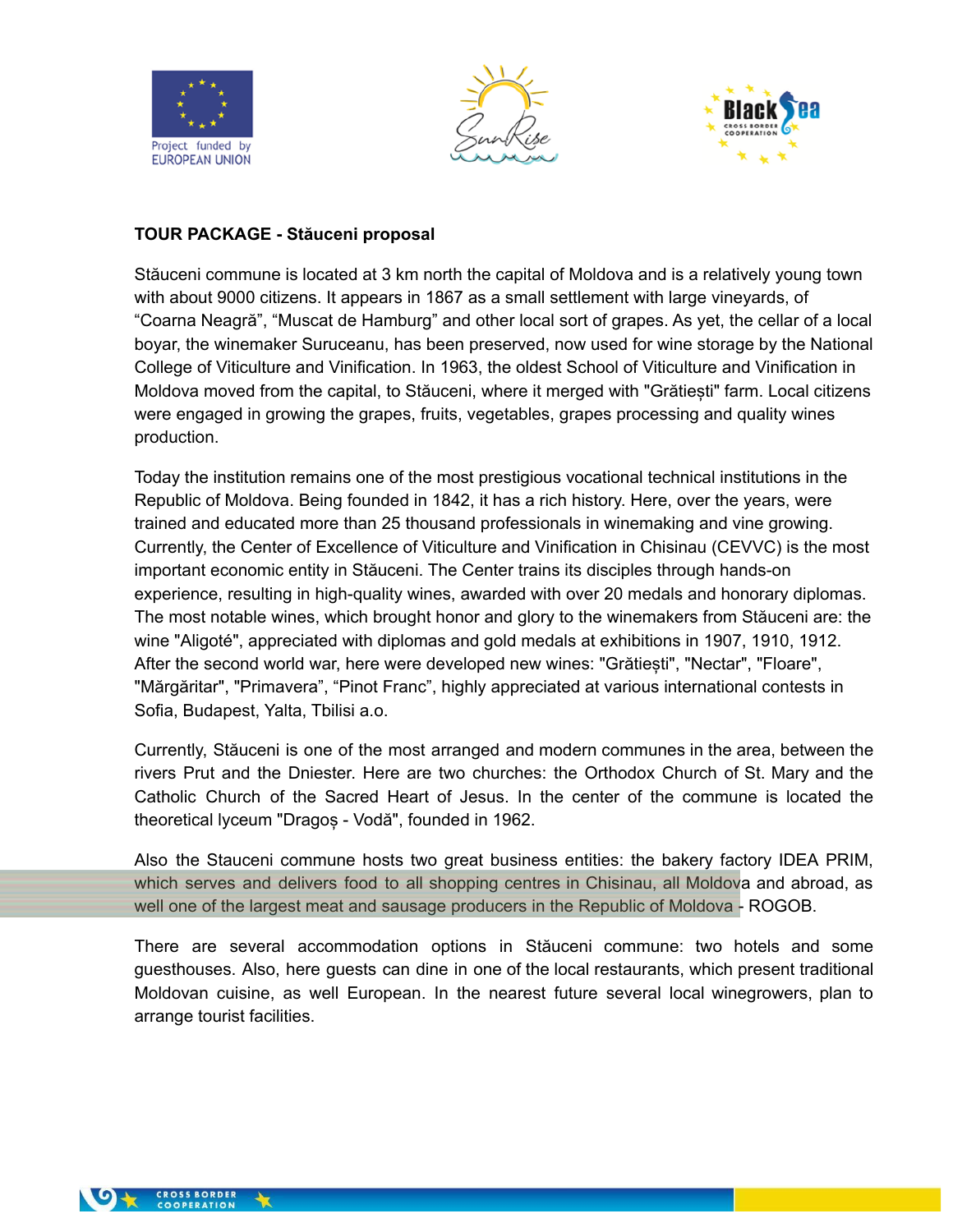**TOUR PACKAGE - Stăuceni proposal**

Stăuceni commune is located at 3 km north the capital of Moldova and is a relatively young town with about 9000 citizens. It appears in 1867 as a small settlement with large vineyards, of “Coarna Neagră”, “Muscat de Hamburg” and other local sort of grapes. As yet, the cellar of a local boyar, the winemaker Suruceanu, has been preserved, now used for wine storage by the National College of Viticulture and Vinification. In 1963, the oldest School of Viticulture and Vinification in Moldova moved from the capital, to Stăuceni, where it merged with "Grătiești" farm. Local citizens were engaged in growing the grapes, fruits, vegetables, grapes processing and quality wines production.

Today the institution remains one of the most prestigious vocational technical institutions in the Republic of Moldova. Being founded in 1842, it has a rich history. Here, over the years, were trained and educated more than 25 thousand professionals in winemaking and vine growing. Currently, the Center of Excellence of Viticulture and Vinification in Chisinau (CEVVC) is the most important economic entity in Stăuceni. The Center trains its disciples through hands-on experience, resulting in high-quality wines, awarded with over 20 medals and honorary diplomas. The most notable wines, which brought honor and glory to the winemakers from Stăuceni are: the wine "Aligoté", appreciated with diplomas and gold medals at exhibitions in 1907, 1910, 1912. After the second world war, here were developed new wines: "Grătiești", "Nectar", "Floare", "Mărgăritar", "Primavera", “Pinot Franc”, highly appreciated at various international contests in Sofia, Budapest, Yalta, Tbilisi a.o.

Currently, Stăuceni is one of the most arranged and modern communes in the area, between the rivers Prut and the Dniester. Here are two churches: the Orthodox Church of St. Mary and the Catholic Church of the Sacred Heart of Jesus. In the center of the commune is located the theoretical lyceum "Dragoș - Vodă", founded in 1962.

Also the Stauceni commune hosts two great business entities: the bakery factory IDEA PRIM, which serves and delivers food to all shopping centres in Chisinau, all Moldova and abroad, as well one of the largest meat and sausage producers in the Republic of Moldova - ROGOB.

There are several accommodation options in Stăuceni commune: two hotels and some guesthouses. Also, here guests can dine in one of the local restaurants, which present traditional Moldovan cuisine, as well European. In the nearest future several local winegrowers, plan to arrange tourist facilities.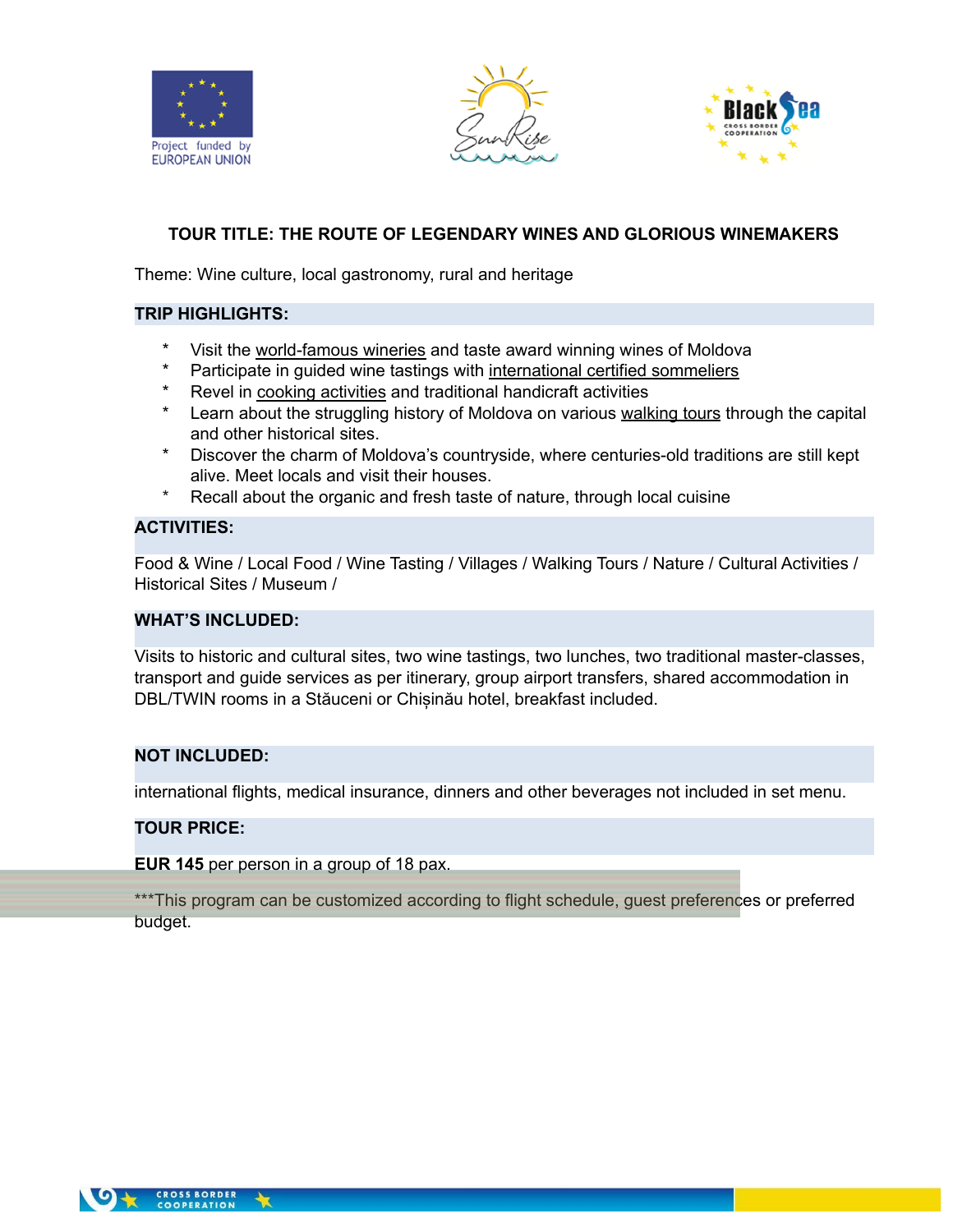**TOUR TITLE: THE ROUTE OF LEGENDARY WINES AND GLORIOUS WINEMAKERS**

Theme: Wine culture, local gastronomy, rural and heritage

## TRIP HIGHLIGHTS:

* Visit the world-famous wineries and taste award winning wines of Moldova
* Participate in guided wine tastings with international certified sommeliers
* Revel in cooking activities and traditional handicraft activities
* Learn about the struggling history of Moldova on various walking tours through the capital and other historical sites.
* Discover the charm of Moldova's countryside, where centuries-old traditions are still kept alive. Meet locals and visit their houses.
* Recall about the organic and fresh taste of nature, through local cuisine

## ACTIVITIES:

Food & Wine / Local Food / Wine Tasting / Villages / Walking Tours / Nature / Cultural Activities / Historical Sites / Museum /

## WHAT'S INCLUDED:

Visits to historic and cultural sites, two wine tastings, two lunches, two traditional master-classes, transport and guide services as per itinerary, group airport transfers, shared accommodation in DBL/TWIN rooms in a Stăuceni or Chișinău hotel, breakfast included.

## NOT INCLUDED:

international flights, medical insurance, dinners and other beverages not included in set menu.

## TOUR PRICE:

**EUR 145** per person in a group of 18 pax.

***This program can be customized according to flight schedule, guest preferences or preferred budget.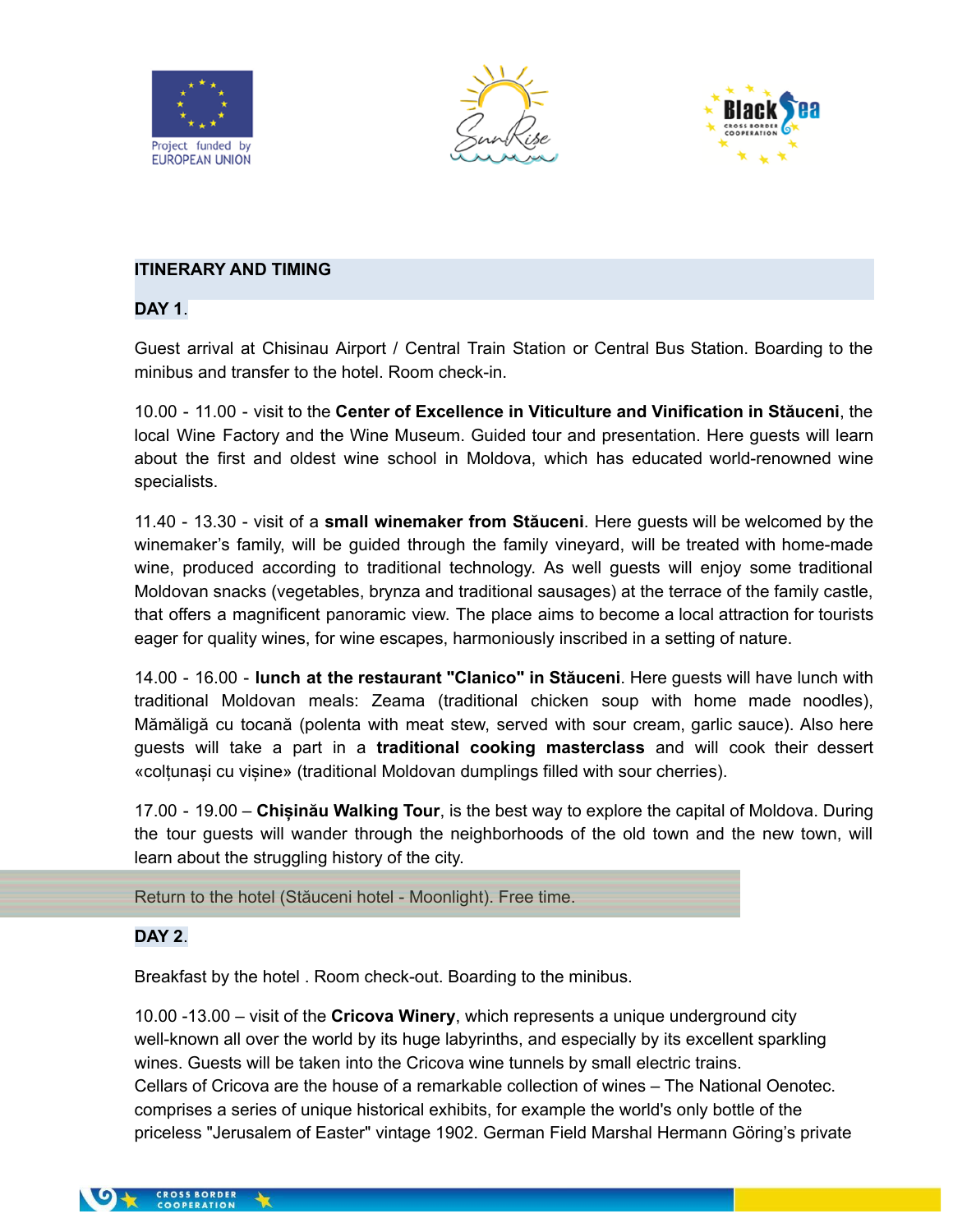**ITINERARY AND TIMING**

**DAY 1**.

Guest arrival at Chisinau Airport / Central Train Station or Central Bus Station. Boarding to the minibus and transfer to the hotel. Room check-in.

10.00 - 11.00 - visit to the **Center of Excellence in Viticulture and Vinification in Stăuceni**, the local Wine Factory and the Wine Museum. Guided tour and presentation. Here guests will learn about the first and oldest wine school in Moldova, which has educated world-renowned wine specialists.

11.40 - 13.30 - visit of a **small winemaker from Stăuceni**. Here guests will be welcomed by the winemaker's family, will be guided through the family vineyard, will be treated with home-made wine, produced according to traditional technology. As well guests will enjoy some traditional Moldovan snacks (vegetables, brynza and traditional sausages) at the terrace of the family castle, that offers a magnificent panoramic view. The place aims to become a local attraction for tourists eager for quality wines, for wine escapes, harmoniously inscribed in a setting of nature.

14.00 - 16.00 - **lunch at the restaurant "Clanico" in Stăuceni**. Here guests will have lunch with traditional Moldovan meals: Zeama (traditional chicken soup with home made noodles), Mămăligă cu tocană (polenta with meat stew, served with sour cream, garlic sauce). Also here guests will take a part in a **traditional cooking masterclass** and will cook their dessert «colțunași cu vișine» (traditional Moldovan dumplings filled with sour cherries).

17.00 - 19.00 – **Chișinău Walking Tour**, is the best way to explore the capital of Moldova. During the tour guests will wander through the neighborhoods of the old town and the new town, will learn about the struggling history of the city.

Return to the hotel (Stăuceni hotel - Moonlight). Free time.

**DAY 2**.

Breakfast by the hotel . Room check-out. Boarding to the minibus.

10.00 -13.00 – visit of the **Cricova Winery**, which represents a unique underground city well-known all over the world by its huge labyrinths, and especially by its excellent sparkling wines. Guests will be taken into the Cricova wine tunnels by small electric trains. Cellars of Cricova are the house of a remarkable collection of wines – The National Oenotec. comprises a series of unique historical exhibits, for example the world's only bottle of the priceless "Jerusalem of Easter" vintage 1902. German Field Marshal Hermann Göring's private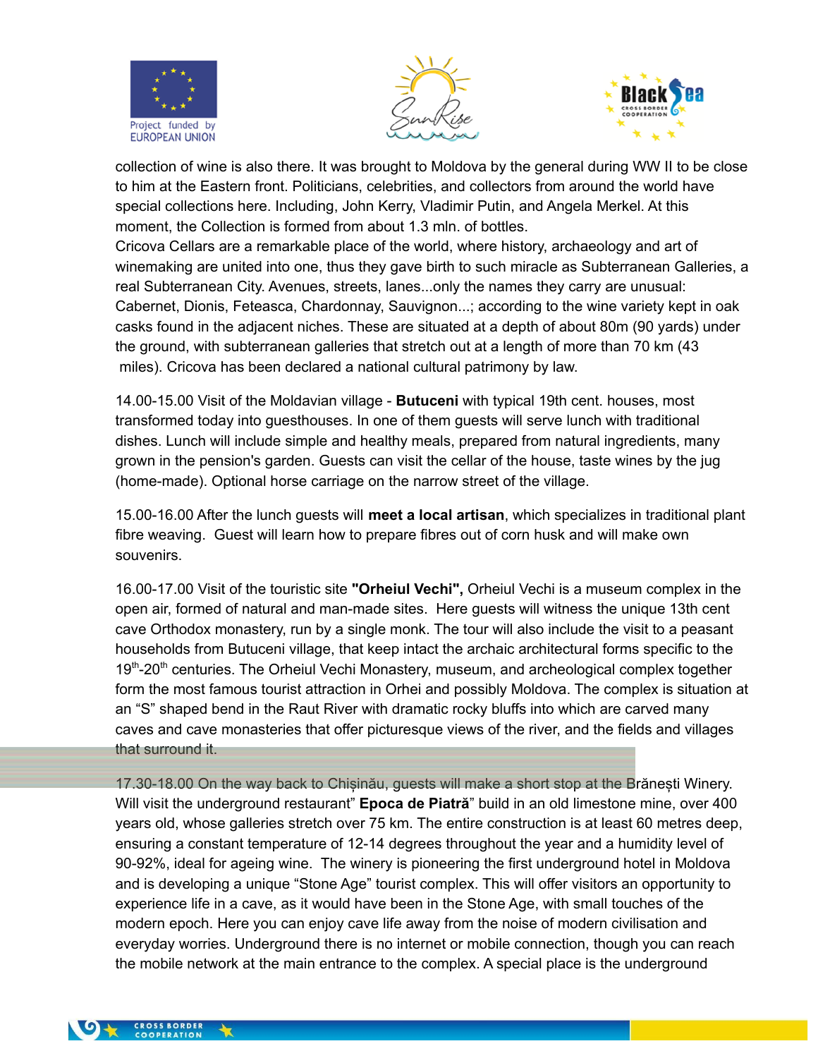collection of wine is also there. It was brought to Moldova by the general during WW II to be close to him at the Eastern front. Politicians, celebrities, and collectors from around the world have special collections here. Including, John Kerry, Vladimir Putin, and Angela Merkel. At this moment, the Collection is formed from about 1.3 mln. of bottles.
Cricova Cellars are a remarkable place of the world, where history, archaeology and art of winemaking are united into one, thus they gave birth to such miracle as Subterranean Galleries, a real Subterranean City. Avenues, streets, lanes...only the names they carry are unusual: Cabernet, Dionis, Feteasca, Chardonnay, Sauvignon...; according to the wine variety kept in oak casks found in the adjacent niches. These are situated at a depth of about 80m (90 yards) under the ground, with subterranean galleries that stretch out at a length of more than 70 km (43 miles). Cricova has been declared a national cultural patrimony by law.

14.00-15.00 Visit of the Moldavian village - **Butuceni** with typical 19th cent. houses, most transformed today into guesthouses. In one of them guests will serve lunch with traditional dishes. Lunch will include simple and healthy meals, prepared from natural ingredients, many grown in the pension's garden. Guests can visit the cellar of the house, taste wines by the jug (home-made). Optional horse carriage on the narrow street of the village.

15.00-16.00 After the lunch guests will **meet a local artisan**, which specializes in traditional plant fibre weaving. Guest will learn how to prepare fibres out of corn husk and will make own souvenirs.

16.00-17.00 Visit of the touristic site **"Orheiul Vechi",** Orheiul Vechi is a museum complex in the open air, formed of natural and man-made sites. Here guests will witness the unique 13th cent cave Orthodox monastery, run by a single monk. The tour will also include the visit to a peasant households from Butuceni village, that keep intact the archaic architectural forms specific to the 19th-20th centuries. The Orheiul Vechi Monastery, museum, and archeological complex together form the most famous tourist attraction in Orhei and possibly Moldova. The complex is situation at an "S" shaped bend in the Raut River with dramatic rocky bluffs into which are carved many caves and cave monasteries that offer picturesque views of the river, and the fields and villages that surround it.

17.30-18.00 On the way back to Chișinău, guests will make a short stop at the Brănești Winery. Will visit the underground restaurant" **Epoca de Piatră**" build in an old limestone mine, over 400 years old, whose galleries stretch over 75 km. The entire construction is at least 60 metres deep, ensuring a constant temperature of 12-14 degrees throughout the year and a humidity level of 90-92%, ideal for ageing wine. The winery is pioneering the first underground hotel in Moldova and is developing a unique "Stone Age" tourist complex. This will offer visitors an opportunity to experience life in a cave, as it would have been in the Stone Age, with small touches of the modern epoch. Here you can enjoy cave life away from the noise of modern civilisation and everyday worries. Underground there is no internet or mobile connection, though you can reach the mobile network at the main entrance to the complex. A special place is the underground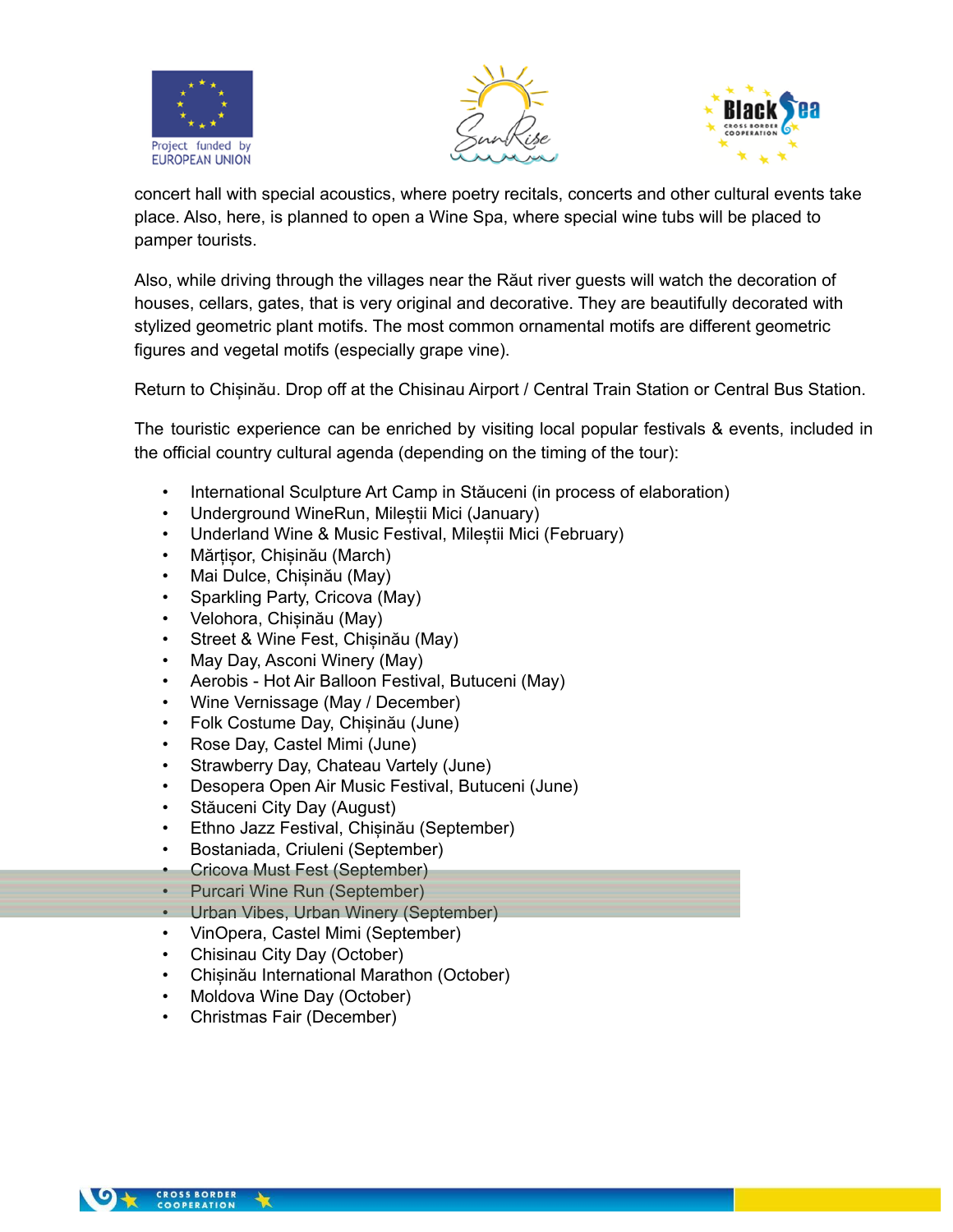concert hall with special acoustics, where poetry recitals, concerts and other cultural events take place. Also, here, is planned to open a Wine Spa, where special wine tubs will be placed to pamper tourists.

Also, while driving through the villages near the Răut river guests will watch the decoration of houses, cellars, gates, that is very original and decorative. They are beautifully decorated with stylized geometric plant motifs. The most common ornamental motifs are different geometric figures and vegetal motifs (especially grape vine).

Return to Chișinău. Drop off at the Chisinau Airport / Central Train Station or Central Bus Station.

The touristic experience can be enriched by visiting local popular festivals & events, included in the official country cultural agenda (depending on the timing of the tour):

- International Sculpture Art Camp in Stăuceni (in process of elaboration)
- Underground WineRun, Mileștii Mici (January)
- Underland Wine & Music Festival, Mileștii Mici (February)
- Mărțișor, Chișinău (March)
- Mai Dulce, Chișinău (May)
- Sparkling Party, Cricova (May)
- Velohora, Chișinău (May)
- Street & Wine Fest, Chișinău (May)
- May Day, Asconi Winery (May)
- Aerobis - Hot Air Balloon Festival, Butuceni (May)
- Wine Vernissage (May / December)
- Folk Costume Day, Chișinău (June)
- Rose Day, Castel Mimi (June)
- Strawberry Day, Chateau Vartely (June)
- Desopera Open Air Music Festival, Butuceni (June)
- Stăuceni City Day (August)
- Ethno Jazz Festival, Chișinău (September)
- Bostaniada, Criuleni (September)
- Cricova Must Fest (September)
- Purcari Wine Run (September)
- Urban Vibes, Urban Winery (September)
- VinOpera, Castel Mimi (September)
- Chisinau City Day (October)
- Chișinău International Marathon (October)
- Moldova Wine Day (October)
- Christmas Fair (December)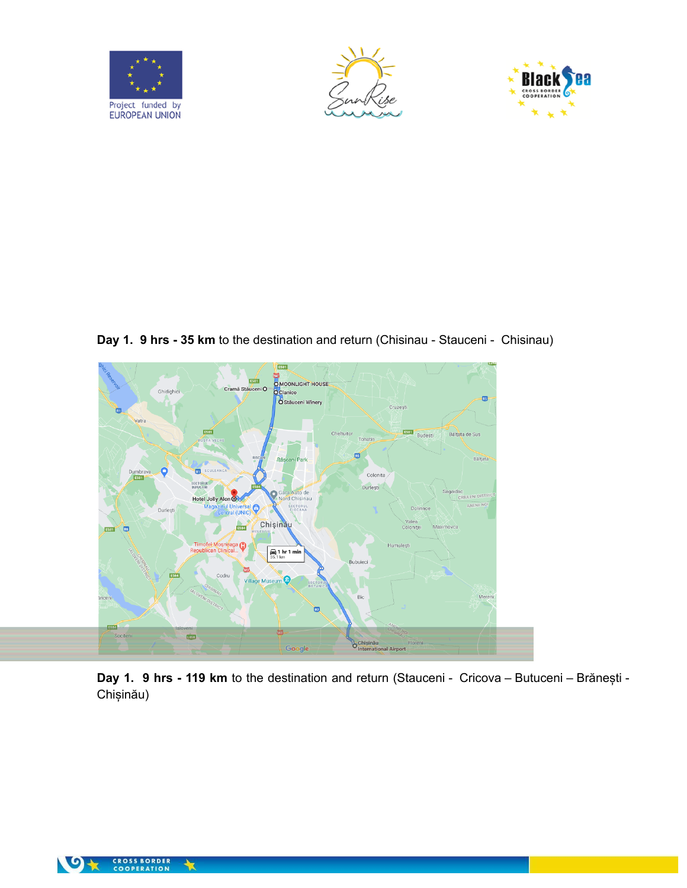**Day 1. 9 hrs - 35 km** to the destination and return (Chisinau - Stauceni - Chisinau)

**Day 1. 9 hrs - 119 km** to the destination and return (Stauceni - Cricova – Butuceni – Brănești - Chișinău)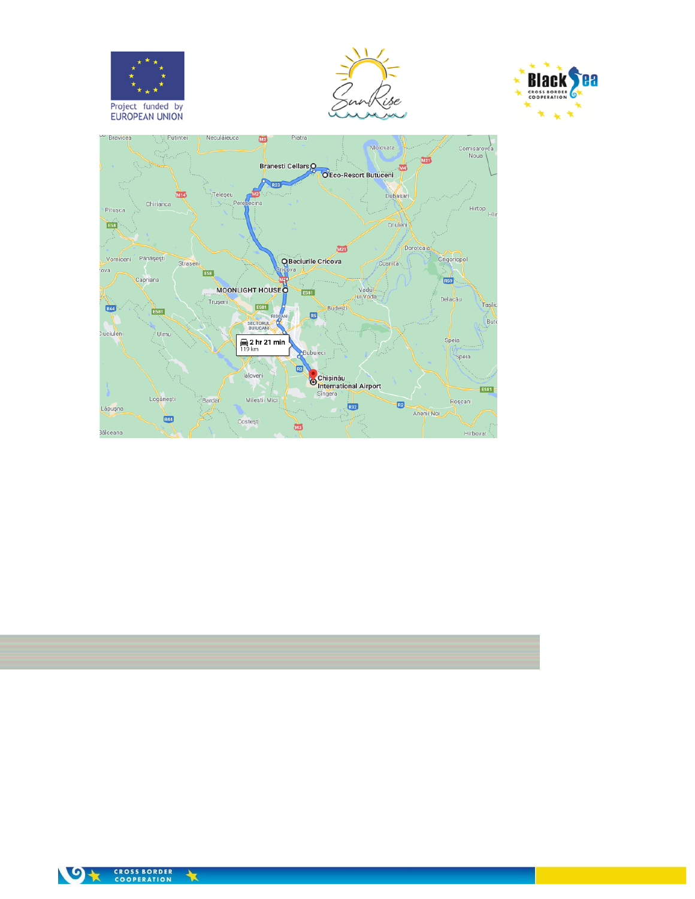Branesti Cellars

Eco-Resort Butuceni

Beciurile Cricova

MOONLIGHT HOUSE

2 hr 21 min
119 km

Chişinău International Airport